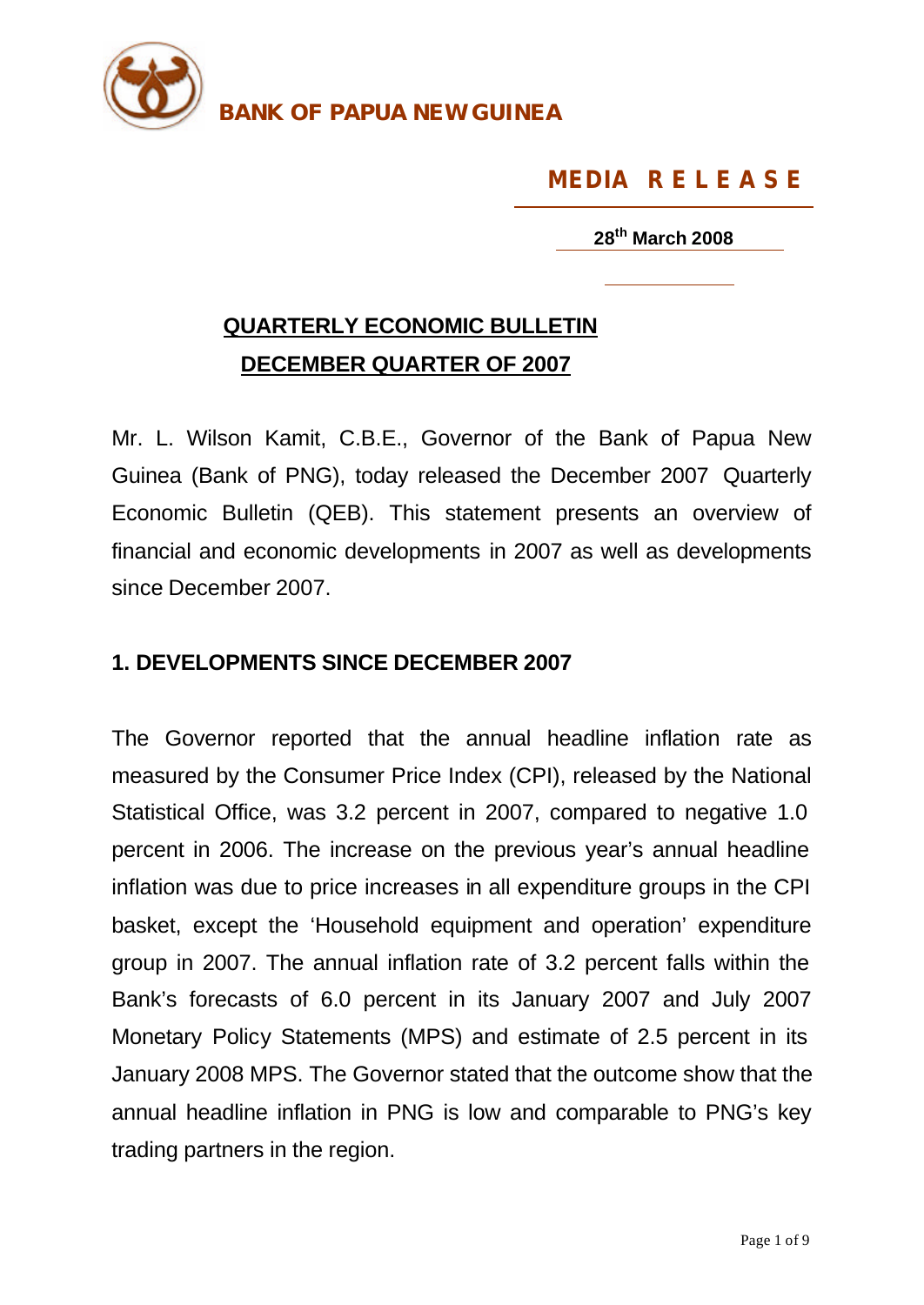**BANK OF PAPUA NEW GUINEA**

## MEDIA RELEASE

**28th March 2008**

## QUARTERLY ECONOMIC BULLETIN
## DECEMBER QUARTER OF 2007

Mr. L. Wilson Kamit, C.B.E., Governor of the Bank of Papua New Guinea (Bank of PNG), today released the December 2007 Quarterly Economic Bulletin (QEB). This statement presents an overview of financial and economic developments in 2007 as well as developments since December 2007.

### 1. DEVELOPMENTS SINCE DECEMBER 2007

The Governor reported that the annual headline inflation rate as measured by the Consumer Price Index (CPI), released by the National Statistical Office, was 3.2 percent in 2007, compared to negative 1.0 percent in 2006. The increase on the previous year's annual headline inflation was due to price increases in all expenditure groups in the CPI basket, except the 'Household equipment and operation' expenditure group in 2007. The annual inflation rate of 3.2 percent falls within the Bank's forecasts of 6.0 percent in its January 2007 and July 2007 Monetary Policy Statements (MPS) and estimate of 2.5 percent in its January 2008 MPS. The Governor stated that the outcome show that the annual headline inflation in PNG is low and comparable to PNG's key trading partners in the region.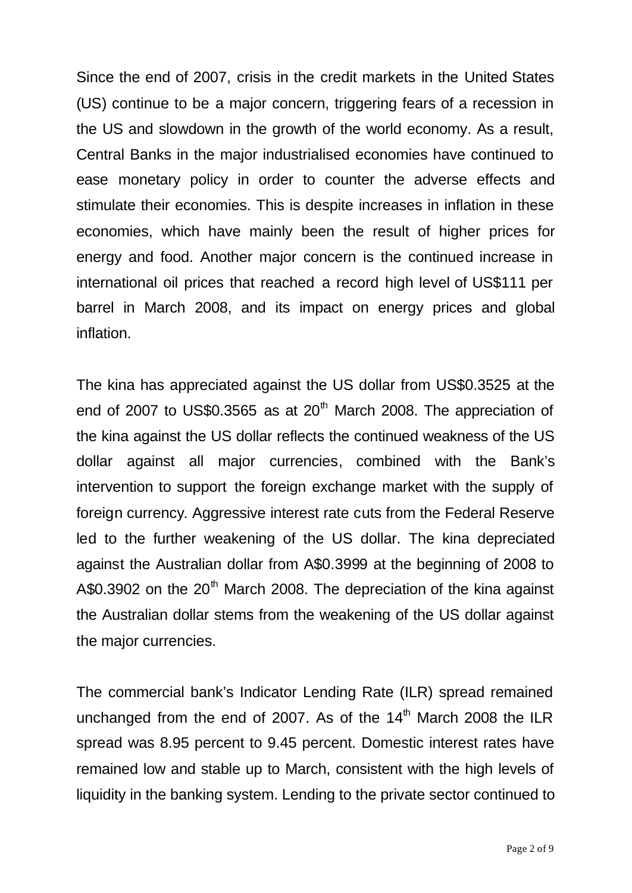Since the end of 2007, crisis in the credit markets in the United States (US) continue to be a major concern, triggering fears of a recession in the US and slowdown in the growth of the world economy. As a result, Central Banks in the major industrialised economies have continued to ease monetary policy in order to counter the adverse effects and stimulate their economies. This is despite increases in inflation in these economies, which have mainly been the result of higher prices for energy and food. Another major concern is the continued increase in international oil prices that reached a record high level of US$111 per barrel in March 2008, and its impact on energy prices and global inflation.

The kina has appreciated against the US dollar from US$0.3525 at the end of 2007 to US$0.3565 as at 20th March 2008. The appreciation of the kina against the US dollar reflects the continued weakness of the US dollar against all major currencies, combined with the Bank's intervention to support the foreign exchange market with the supply of foreign currency. Aggressive interest rate cuts from the Federal Reserve led to the further weakening of the US dollar. The kina depreciated against the Australian dollar from A$0.3999 at the beginning of 2008 to A$0.3902 on the 20th March 2008. The depreciation of the kina against the Australian dollar stems from the weakening of the US dollar against the major currencies.

The commercial bank's Indicator Lending Rate (ILR) spread remained unchanged from the end of 2007. As of the 14th March 2008 the ILR spread was 8.95 percent to 9.45 percent. Domestic interest rates have remained low and stable up to March, consistent with the high levels of liquidity in the banking system. Lending to the private sector continued to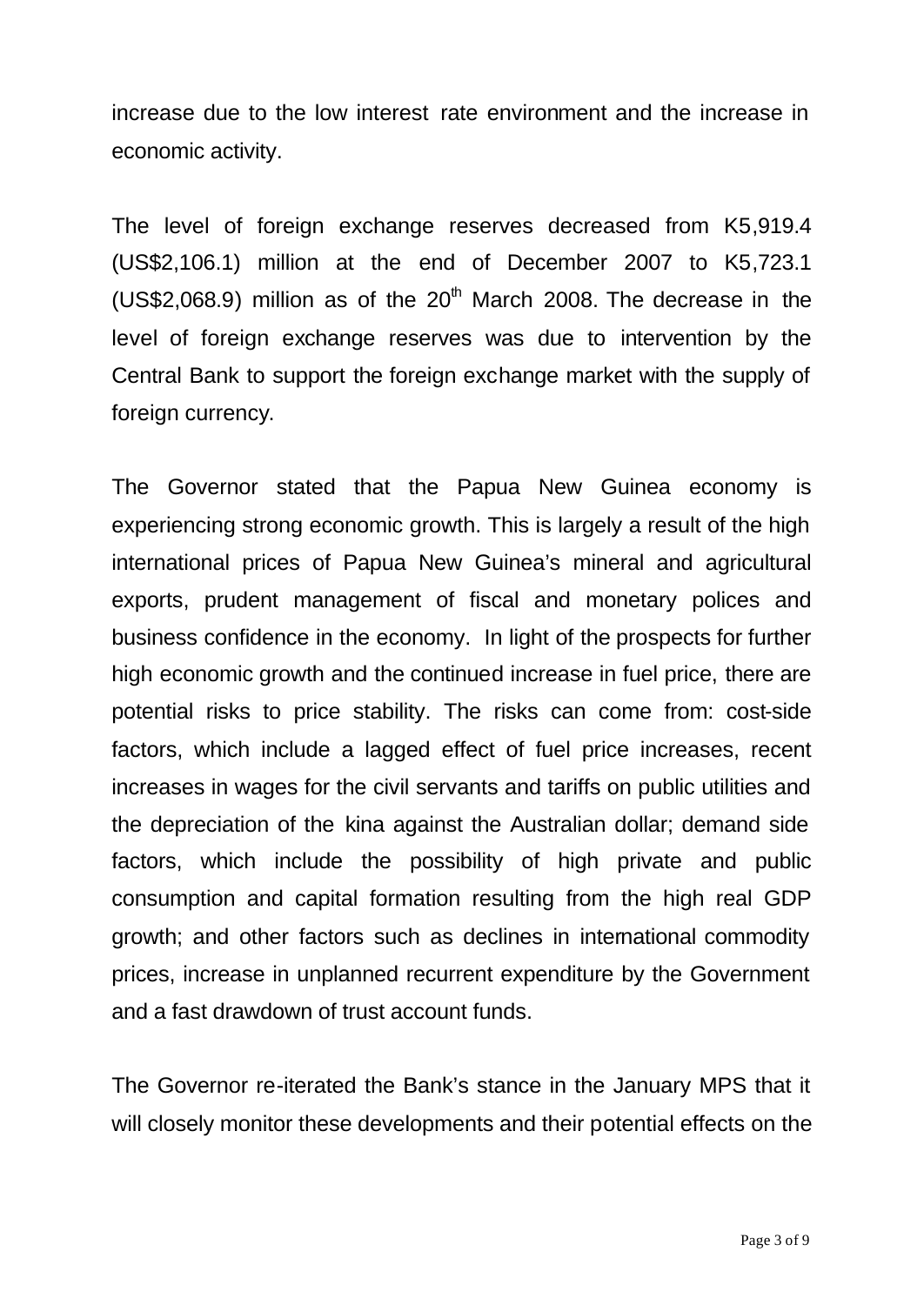increase due to the low interest rate environment and the increase in economic activity.

The level of foreign exchange reserves decreased from K5,919.4 (US$2,106.1) million at the end of December 2007 to K5,723.1 (US$2,068.9) million as of the 20th March 2008. The decrease in the level of foreign exchange reserves was due to intervention by the Central Bank to support the foreign exchange market with the supply of foreign currency.

The Governor stated that the Papua New Guinea economy is experiencing strong economic growth. This is largely a result of the high international prices of Papua New Guinea's mineral and agricultural exports, prudent management of fiscal and monetary polices and business confidence in the economy. In light of the prospects for further high economic growth and the continued increase in fuel price, there are potential risks to price stability. The risks can come from: cost-side factors, which include a lagged effect of fuel price increases, recent increases in wages for the civil servants and tariffs on public utilities and the depreciation of the kina against the Australian dollar; demand side factors, which include the possibility of high private and public consumption and capital formation resulting from the high real GDP growth; and other factors such as declines in international commodity prices, increase in unplanned recurrent expenditure by the Government and a fast drawdown of trust account funds.

The Governor re-iterated the Bank's stance in the January MPS that it will closely monitor these developments and their potential effects on the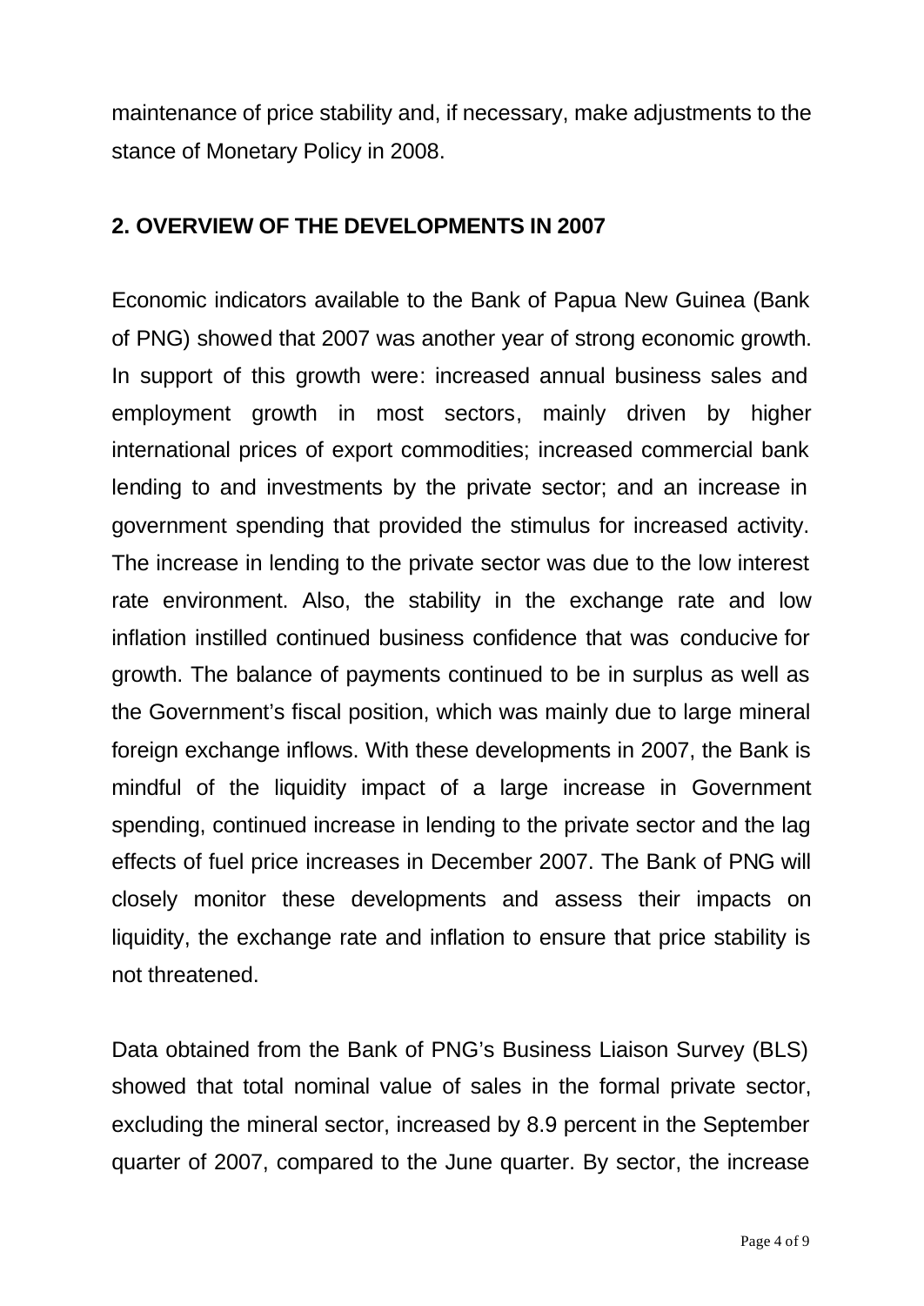maintenance of price stability and, if necessary, make adjustments to the stance of Monetary Policy in 2008.

## 2. OVERVIEW OF THE DEVELOPMENTS IN 2007

Economic indicators available to the Bank of Papua New Guinea (Bank of PNG) showed that 2007 was another year of strong economic growth. In support of this growth were: increased annual business sales and employment growth in most sectors, mainly driven by higher international prices of export commodities; increased commercial bank lending to and investments by the private sector; and an increase in government spending that provided the stimulus for increased activity. The increase in lending to the private sector was due to the low interest rate environment. Also, the stability in the exchange rate and low inflation instilled continued business confidence that was conducive for growth. The balance of payments continued to be in surplus as well as the Government's fiscal position, which was mainly due to large mineral foreign exchange inflows. With these developments in 2007, the Bank is mindful of the liquidity impact of a large increase in Government spending, continued increase in lending to the private sector and the lag effects of fuel price increases in December 2007. The Bank of PNG will closely monitor these developments and assess their impacts on liquidity, the exchange rate and inflation to ensure that price stability is not threatened.

Data obtained from the Bank of PNG's Business Liaison Survey (BLS) showed that total nominal value of sales in the formal private sector, excluding the mineral sector, increased by 8.9 percent in the September quarter of 2007, compared to the June quarter. By sector, the increase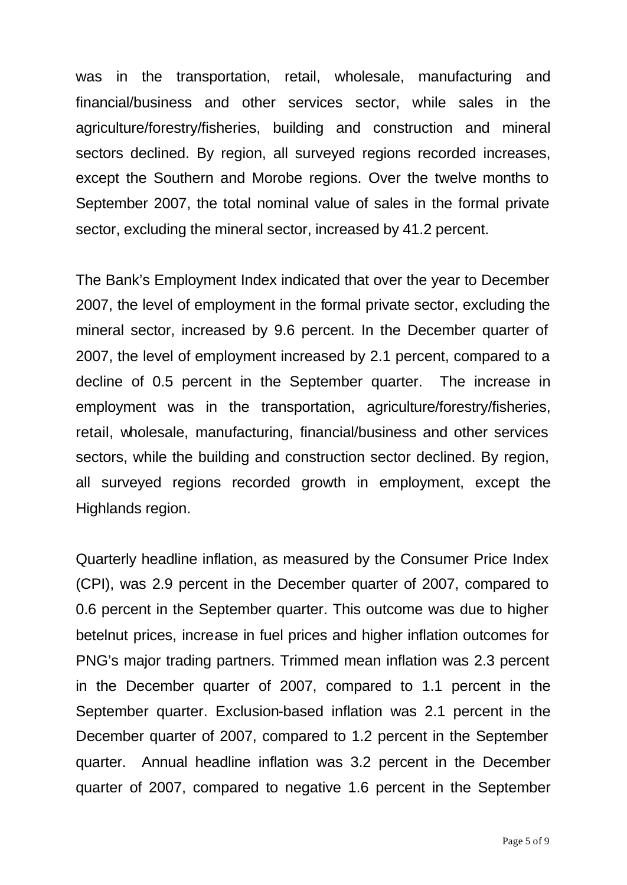was in the transportation, retail, wholesale, manufacturing and financial/business and other services sector, while sales in the agriculture/forestry/fisheries, building and construction and mineral sectors declined. By region, all surveyed regions recorded increases, except the Southern and Morobe regions. Over the twelve months to September 2007, the total nominal value of sales in the formal private sector, excluding the mineral sector, increased by 41.2 percent.

The Bank's Employment Index indicated that over the year to December 2007, the level of employment in the formal private sector, excluding the mineral sector, increased by 9.6 percent. In the December quarter of 2007, the level of employment increased by 2.1 percent, compared to a decline of 0.5 percent in the September quarter. The increase in employment was in the transportation, agriculture/forestry/fisheries, retail, wholesale, manufacturing, financial/business and other services sectors, while the building and construction sector declined. By region, all surveyed regions recorded growth in employment, except the Highlands region.

Quarterly headline inflation, as measured by the Consumer Price Index (CPI), was 2.9 percent in the December quarter of 2007, compared to 0.6 percent in the September quarter. This outcome was due to higher betelnut prices, increase in fuel prices and higher inflation outcomes for PNG's major trading partners. Trimmed mean inflation was 2.3 percent in the December quarter of 2007, compared to 1.1 percent in the September quarter. Exclusion-based inflation was 2.1 percent in the December quarter of 2007, compared to 1.2 percent in the September quarter. Annual headline inflation was 3.2 percent in the December quarter of 2007, compared to negative 1.6 percent in the September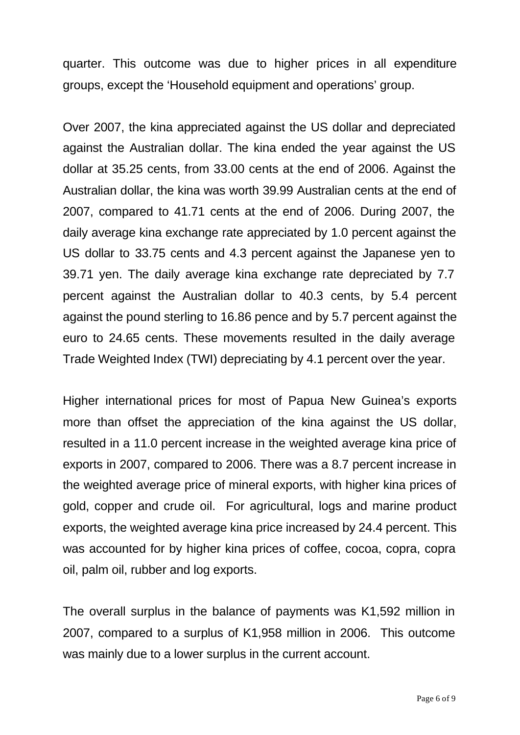quarter. This outcome was due to higher prices in all expenditure groups, except the 'Household equipment and operations' group.

Over 2007, the kina appreciated against the US dollar and depreciated against the Australian dollar. The kina ended the year against the US dollar at 35.25 cents, from 33.00 cents at the end of 2006. Against the Australian dollar, the kina was worth 39.99 Australian cents at the end of 2007, compared to 41.71 cents at the end of 2006. During 2007, the daily average kina exchange rate appreciated by 1.0 percent against the US dollar to 33.75 cents and 4.3 percent against the Japanese yen to 39.71 yen. The daily average kina exchange rate depreciated by 7.7 percent against the Australian dollar to 40.3 cents, by 5.4 percent against the pound sterling to 16.86 pence and by 5.7 percent against the euro to 24.65 cents. These movements resulted in the daily average Trade Weighted Index (TWI) depreciating by 4.1 percent over the year.

Higher international prices for most of Papua New Guinea's exports more than offset the appreciation of the kina against the US dollar, resulted in a 11.0 percent increase in the weighted average kina price of exports in 2007, compared to 2006. There was a 8.7 percent increase in the weighted average price of mineral exports, with higher kina prices of gold, copper and crude oil. For agricultural, logs and marine product exports, the weighted average kina price increased by 24.4 percent. This was accounted for by higher kina prices of coffee, cocoa, copra, copra oil, palm oil, rubber and log exports.

The overall surplus in the balance of payments was K1,592 million in 2007, compared to a surplus of K1,958 million in 2006. This outcome was mainly due to a lower surplus in the current account.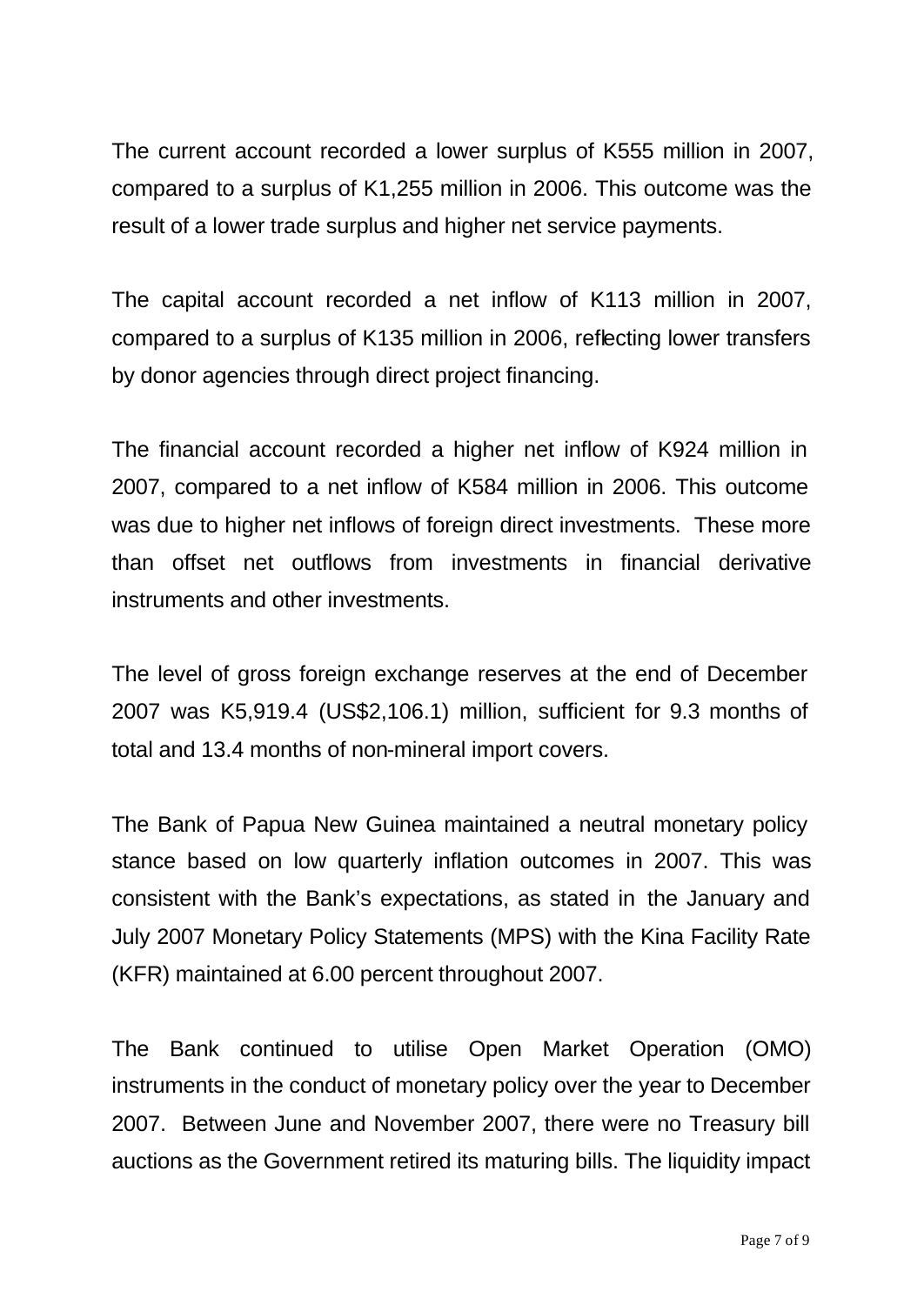The current account recorded a lower surplus of K555 million in 2007, compared to a surplus of K1,255 million in 2006. This outcome was the result of a lower trade surplus and higher net service payments.

The capital account recorded a net inflow of K113 million in 2007, compared to a surplus of K135 million in 2006, reflecting lower transfers by donor agencies through direct project financing.

The financial account recorded a higher net inflow of K924 million in 2007, compared to a net inflow of K584 million in 2006. This outcome was due to higher net inflows of foreign direct investments. These more than offset net outflows from investments in financial derivative instruments and other investments.

The level of gross foreign exchange reserves at the end of December 2007 was K5,919.4 (US$2,106.1) million, sufficient for 9.3 months of total and 13.4 months of non-mineral import covers.

The Bank of Papua New Guinea maintained a neutral monetary policy stance based on low quarterly inflation outcomes in 2007. This was consistent with the Bank's expectations, as stated in the January and July 2007 Monetary Policy Statements (MPS) with the Kina Facility Rate (KFR) maintained at 6.00 percent throughout 2007.

The Bank continued to utilise Open Market Operation (OMO) instruments in the conduct of monetary policy over the year to December 2007. Between June and November 2007, there were no Treasury bill auctions as the Government retired its maturing bills. The liquidity impact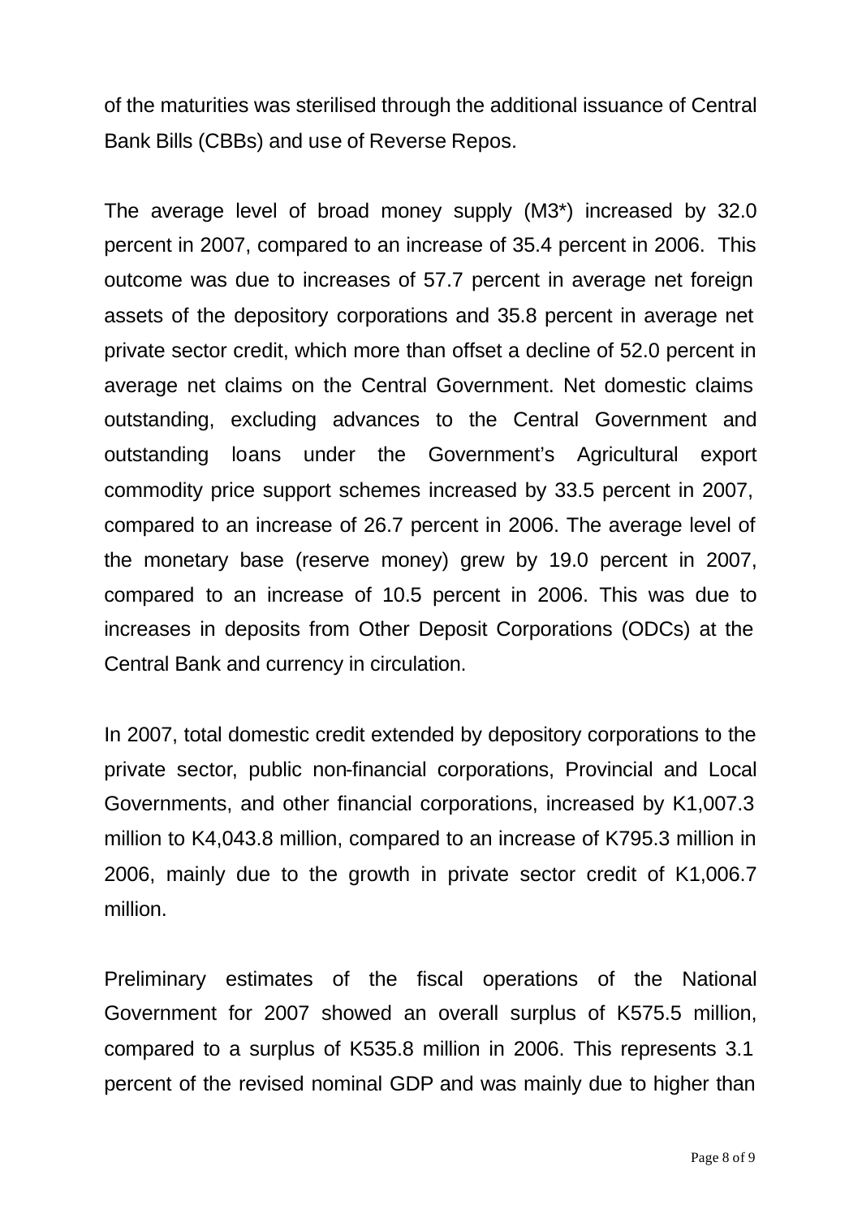of the maturities was sterilised through the additional issuance of Central Bank Bills (CBBs) and use of Reverse Repos.

The average level of broad money supply (M3*) increased by 32.0 percent in 2007, compared to an increase of 35.4 percent in 2006. This outcome was due to increases of 57.7 percent in average net foreign assets of the depository corporations and 35.8 percent in average net private sector credit, which more than offset a decline of 52.0 percent in average net claims on the Central Government. Net domestic claims outstanding, excluding advances to the Central Government and outstanding loans under the Government's Agricultural export commodity price support schemes increased by 33.5 percent in 2007, compared to an increase of 26.7 percent in 2006. The average level of the monetary base (reserve money) grew by 19.0 percent in 2007, compared to an increase of 10.5 percent in 2006. This was due to increases in deposits from Other Deposit Corporations (ODCs) at the Central Bank and currency in circulation.

In 2007, total domestic credit extended by depository corporations to the private sector, public non-financial corporations, Provincial and Local Governments, and other financial corporations, increased by K1,007.3 million to K4,043.8 million, compared to an increase of K795.3 million in 2006, mainly due to the growth in private sector credit of K1,006.7 million.

Preliminary estimates of the fiscal operations of the National Government for 2007 showed an overall surplus of K575.5 million, compared to a surplus of K535.8 million in 2006. This represents 3.1 percent of the revised nominal GDP and was mainly due to higher than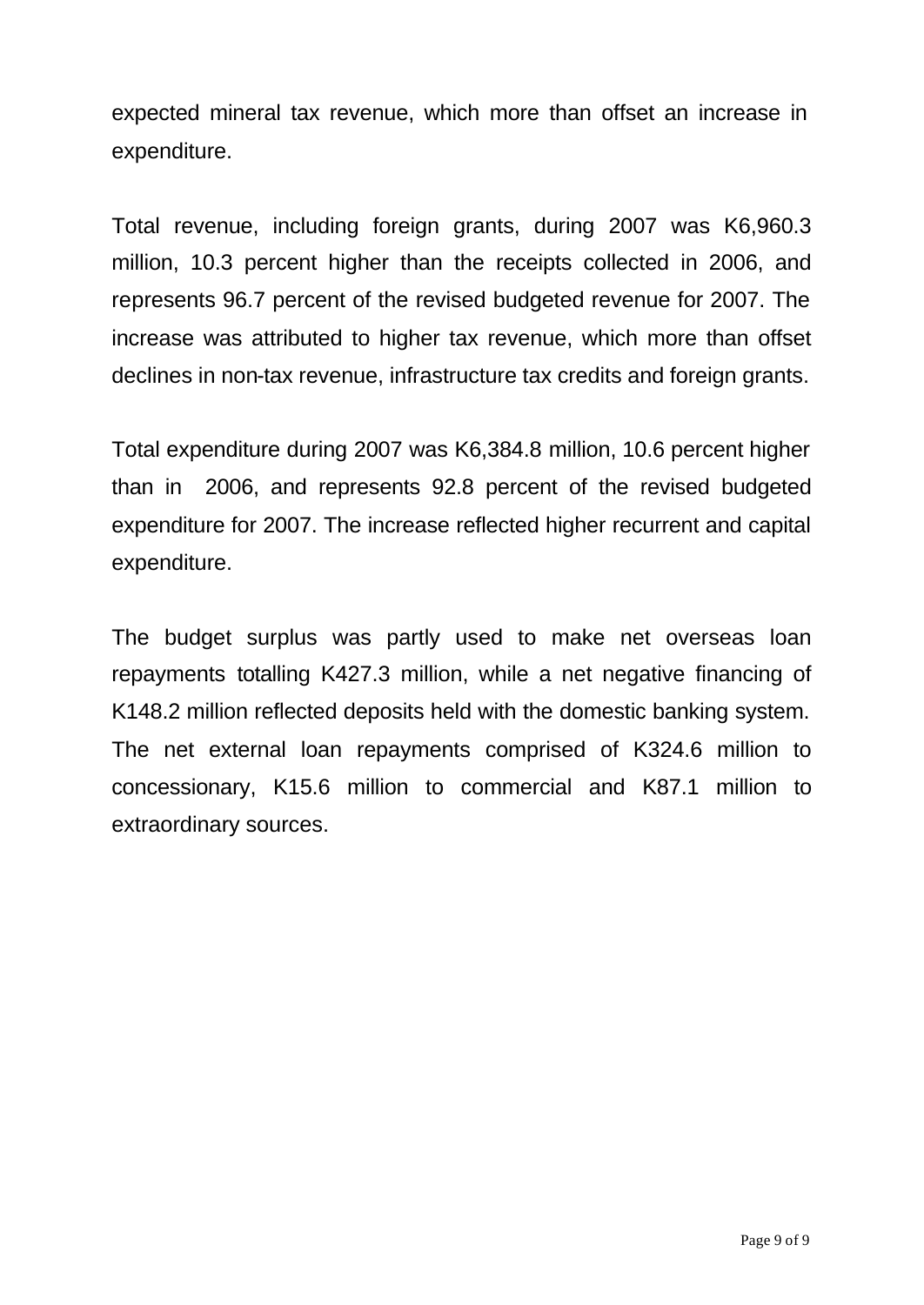expected mineral tax revenue, which more than offset an increase in expenditure.

Total revenue, including foreign grants, during 2007 was K6,960.3 million, 10.3 percent higher than the receipts collected in 2006, and represents 96.7 percent of the revised budgeted revenue for 2007. The increase was attributed to higher tax revenue, which more than offset declines in non-tax revenue, infrastructure tax credits and foreign grants.

Total expenditure during 2007 was K6,384.8 million, 10.6 percent higher than in 2006, and represents 92.8 percent of the revised budgeted expenditure for 2007. The increase reflected higher recurrent and capital expenditure.

The budget surplus was partly used to make net overseas loan repayments totalling K427.3 million, while a net negative financing of K148.2 million reflected deposits held with the domestic banking system. The net external loan repayments comprised of K324.6 million to concessionary, K15.6 million to commercial and K87.1 million to extraordinary sources.